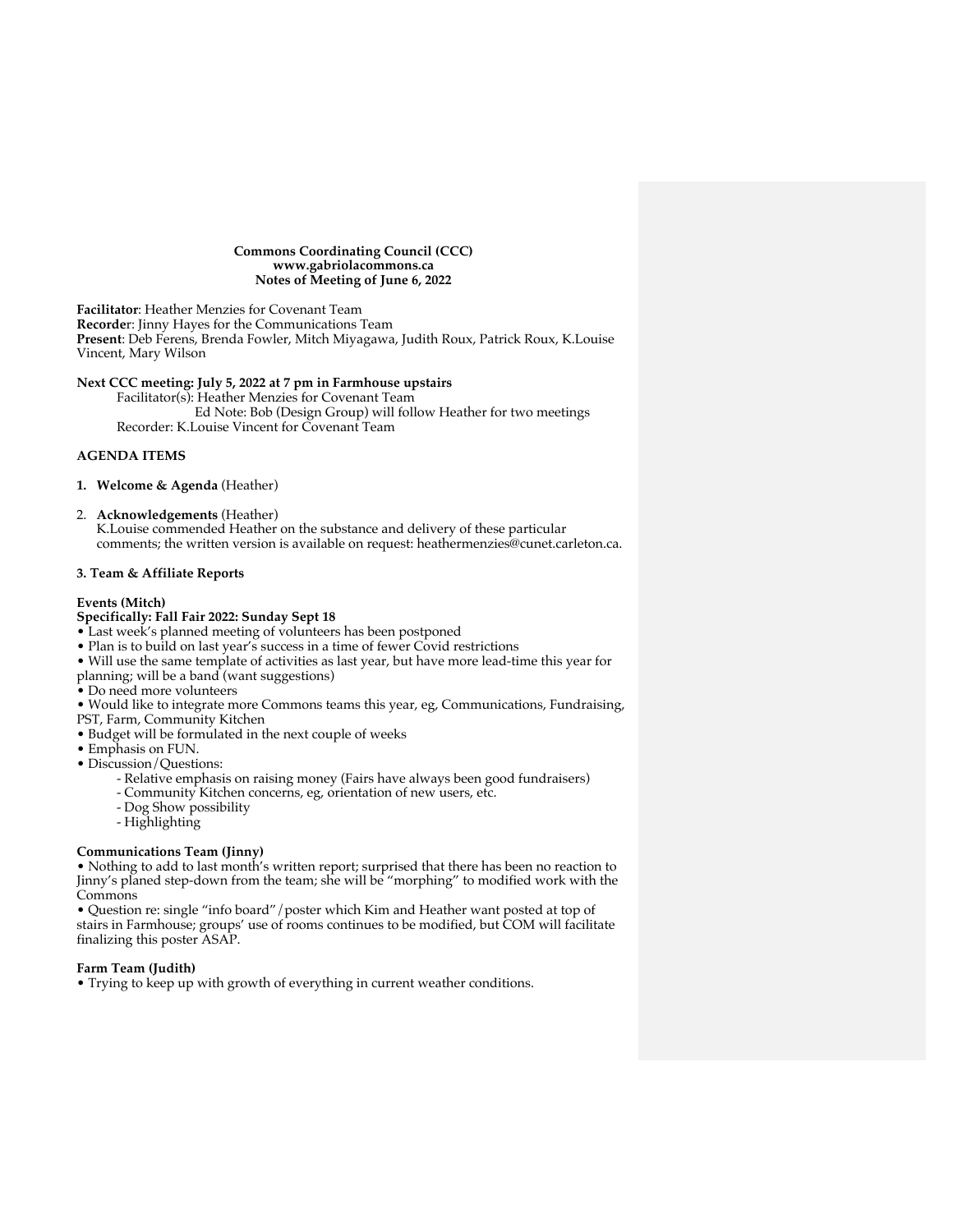**Commons Coordinating Council (CCC)**
**www.gabriolacommons.ca**
**Notes of Meeting of June 6, 2022**

**Facilitator**: Heather Menzies for Covenant Team
**Recorder**: Jinny Hayes for the Communications Team
**Present**: Deb Ferens, Brenda Fowler, Mitch Miyagawa, Judith Roux, Patrick Roux, K.Louise Vincent, Mary Wilson

**Next CCC meeting: July 5, 2022 at 7 pm in Farmhouse upstairs**
Facilitator(s): Heather Menzies for Covenant Team
Ed Note: Bob (Design Group) will follow Heather for two meetings
Recorder: K.Louise Vincent for Covenant Team

**AGENDA ITEMS**

1. **Welcome & Agenda** (Heather)

2. **Acknowledgements** (Heather)
K.Louise commended Heather on the substance and delivery of these particular comments; the written version is available on request: heathermenzies@cunet.carleton.ca.

**3. Team & Affiliate Reports**

**Events (Mitch)**
**Specifically: Fall Fair 2022: Sunday Sept 18**

- Last week's planned meeting of volunteers has been postponed
- Plan is to build on last year's success in a time of fewer Covid restrictions
- Will use the same template of activities as last year, but have more lead-time this year for planning; will be a band (want suggestions)
- Do need more volunteers
- Would like to integrate more Commons teams this year, eg, Communications, Fundraising, PST, Farm, Community Kitchen
- Budget will be formulated in the next couple of weeks
- Emphasis on FUN.
- Discussion/Questions:
  - Relative emphasis on raising money (Fairs have always been good fundraisers)
  - Community Kitchen concerns, eg, orientation of new users, etc.
  - Dog Show possibility
  - Highlighting

**Communications Team (Jinny)**

- Nothing to add to last month's written report; surprised that there has been no reaction to Jinny's planed step-down from the team; she will be "morphing" to modified work with the Commons
- Question re: single "info board"/poster which Kim and Heather want posted at top of stairs in Farmhouse; groups' use of rooms continues to be modified, but COM will facilitate finalizing this poster ASAP.

**Farm Team (Judith)**

- Trying to keep up with growth of everything in current weather conditions.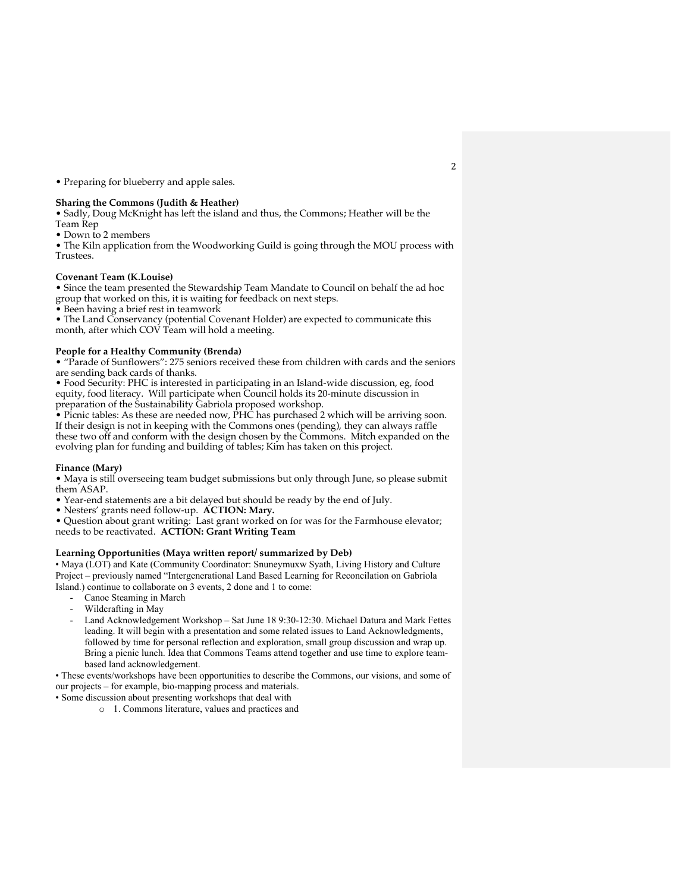• Preparing for blueberry and apple sales.

**Sharing the Commons (Judith & Heather)**

• Sadly, Doug McKnight has left the island and thus, the Commons; Heather will be the Team Rep

• Down to 2 members

• The Kiln application from the Woodworking Guild is going through the MOU process with Trustees.

**Covenant Team (K.Louise)**

• Since the team presented the Stewardship Team Mandate to Council on behalf the ad hoc group that worked on this, it is waiting for feedback on next steps.

• Been having a brief rest in teamwork

• The Land Conservancy (potential Covenant Holder) are expected to communicate this month, after which COV Team will hold a meeting.

**People for a Healthy Community (Brenda)**

• "Parade of Sunflowers": 275 seniors received these from children with cards and the seniors are sending back cards of thanks.

• Food Security: PHC is interested in participating in an Island-wide discussion, eg, food equity, food literacy. Will participate when Council holds its 20-minute discussion in preparation of the Sustainability Gabriola proposed workshop.

• Picnic tables: As these are needed now, PHC has purchased 2 which will be arriving soon. If their design is not in keeping with the Commons ones (pending), they can always raffle these two off and conform with the design chosen by the Commons. Mitch expanded on the evolving plan for funding and building of tables; Kim has taken on this project.

**Finance (Mary)**

• Maya is still overseeing team budget submissions but only through June, so please submit them ASAP.

• Year-end statements are a bit delayed but should be ready by the end of July.

• Nesters' grants need follow-up. **ACTION: Mary.**

• Question about grant writing: Last grant worked on for was for the Farmhouse elevator; needs to be reactivated. **ACTION: Grant Writing Team**

**Learning Opportunities (Maya written report/ summarized by Deb)**

• Maya (LOT) and Kate (Community Coordinator: Snuneymuxw Syath, Living History and Culture Project – previously named "Intergenerational Land Based Learning for Reconcilation on Gabriola Island.) continue to collaborate on 3 events, 2 done and 1 to come:

- Canoe Steaming in March
- Wildcrafting in May
- Land Acknowledgement Workshop – Sat June 18 9:30-12:30. Michael Datura and Mark Fettes leading. It will begin with a presentation and some related issues to Land Acknowledgments, followed by time for personal reflection and exploration, small group discussion and wrap up. Bring a picnic lunch. Idea that Commons Teams attend together and use time to explore team-based land acknowledgement.

• These events/workshops have been opportunities to describe the Commons, our visions, and some of our projects – for example, bio-mapping process and materials.

• Some discussion about presenting workshops that deal with

  - 1. Commons literature, values and practices and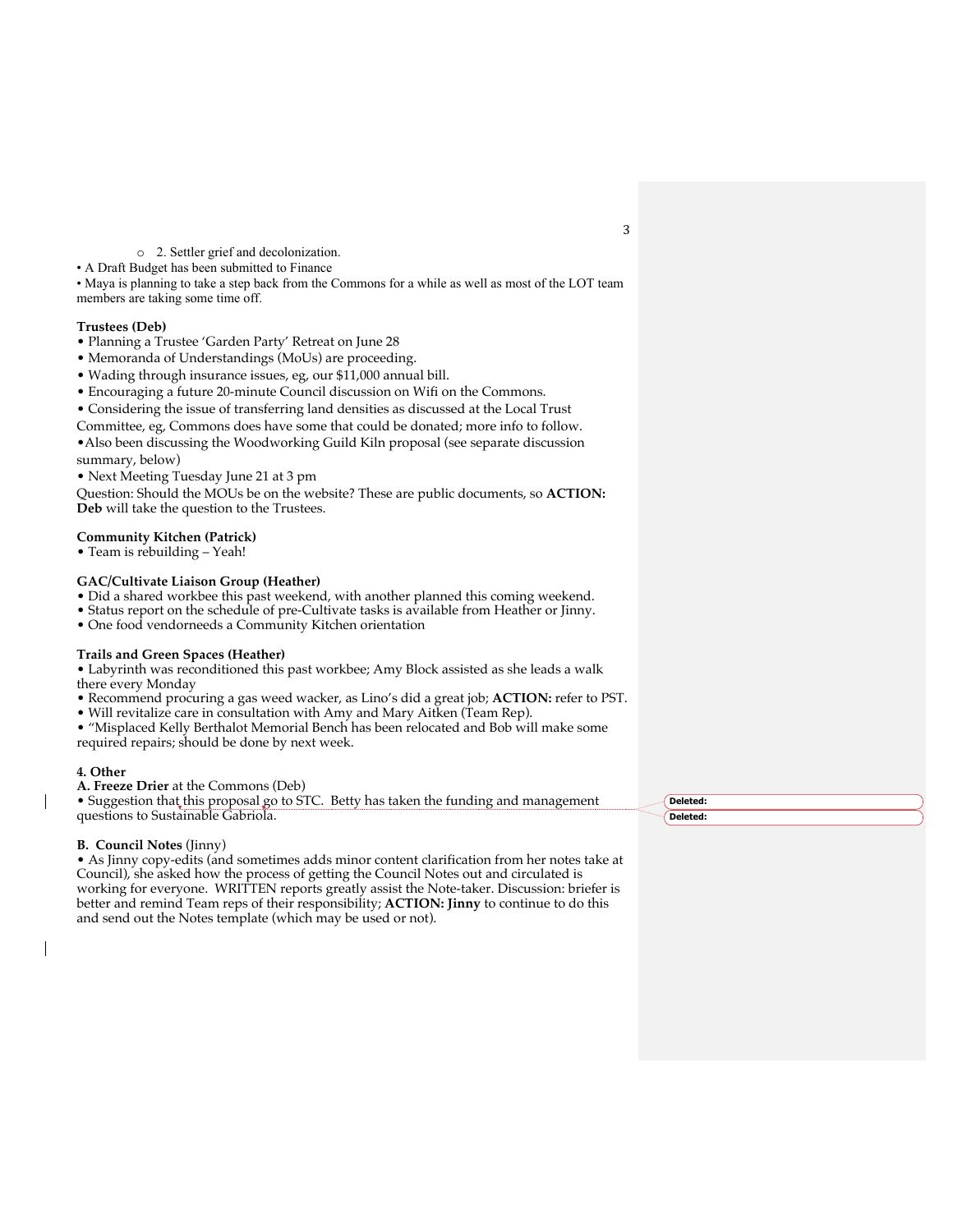- 2. Settler grief and decolonization.

• A Draft Budget has been submitted to Finance

• Maya is planning to take a step back from the Commons for a while as well as most of the LOT team members are taking some time off.

**Trustees (Deb)**

• Planning a Trustee 'Garden Party' Retreat on June 28

• Memoranda of Understandings (MoUs) are proceeding.

• Wading through insurance issues, eg, our $11,000 annual bill.

• Encouraging a future 20-minute Council discussion on Wifi on the Commons.

• Considering the issue of transferring land densities as discussed at the Local Trust Committee, eg, Commons does have some that could be donated; more info to follow.

•Also been discussing the Woodworking Guild Kiln proposal (see separate discussion summary, below)

• Next Meeting Tuesday June 21 at 3 pm

Question: Should the MOUs be on the website? These are public documents, so **ACTION: Deb** will take the question to the Trustees.

**Community Kitchen (Patrick)**

• Team is rebuilding – Yeah!

**GAC/Cultivate Liaison Group (Heather)**

• Did a shared workbee this past weekend, with another planned this coming weekend.

• Status report on the schedule of pre-Cultivate tasks is available from Heather or Jinny.

• One food vendorneeds a Community Kitchen orientation

**Trails and Green Spaces (Heather)**

• Labyrinth was reconditioned this past workbee; Amy Block assisted as she leads a walk there every Monday

• Recommend procuring a gas weed wacker, as Lino's did a great job; **ACTION:** refer to PST.

• Will revitalize care in consultation with Amy and Mary Aitken (Team Rep).

• "Misplaced Kelly Berthalot Memorial Bench has been relocated and Bob will make some required repairs; should be done by next week.

**4. Other**

**A. Freeze Drier** at the Commons (Deb)

• Suggestion that this proposal go to STC. Betty has taken the funding and management questions to Sustainable Gabriola.

**B. Council Notes** (Jinny)

• As Jinny copy-edits (and sometimes adds minor content clarification from her notes take at Council), she asked how the process of getting the Council Notes out and circulated is working for everyone. WRITTEN reports greatly assist the Note-taker. Discussion: briefer is better and remind Team reps of their responsibility; **ACTION: Jinny** to continue to do this and send out the Notes template (which may be used or not).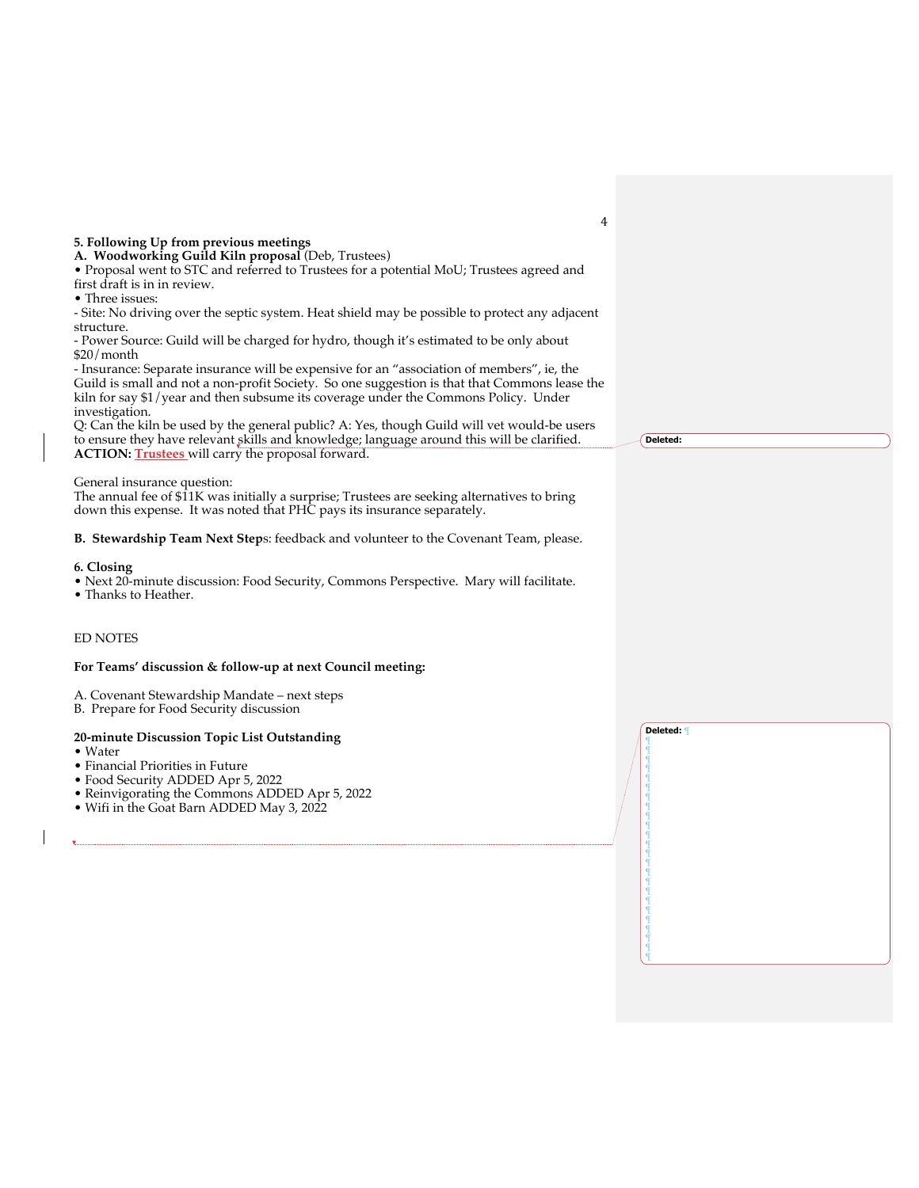**5. Following Up from previous meetings**

**A. Woodworking Guild Kiln proposal** (Deb, Trustees)

• Proposal went to STC and referred to Trustees for a potential MoU; Trustees agreed and first draft is in in review.

• Three issues:

- Site: No driving over the septic system. Heat shield may be possible to protect any adjacent structure.
- Power Source: Guild will be charged for hydro, though it's estimated to be only about $20/month
- Insurance: Separate insurance will be expensive for an "association of members", ie, the Guild is small and not a non-profit Society. So one suggestion is that that Commons lease the kiln for say $1/year and then subsume its coverage under the Commons Policy. Under investigation.

Q: Can the kiln be used by the general public? A: Yes, though Guild will vet would-be users to ensure they have relevant skills and knowledge; language around this will be clarified.

**ACTION:** **Trustees** will carry the proposal forward.

General insurance question:

The annual fee of $11K was initially a surprise; Trustees are seeking alternatives to bring down this expense. It was noted that PHC pays its insurance separately.

**B. Stewardship Team Next Step**s: feedback and volunteer to the Covenant Team, please.

**6. Closing**

• Next 20-minute discussion: Food Security, Commons Perspective. Mary will facilitate.

• Thanks to Heather.

ED NOTES

**For Teams' discussion & follow-up at next Council meeting:**

A. Covenant Stewardship Mandate – next steps

B. Prepare for Food Security discussion

**20-minute Discussion Topic List Outstanding**

• Water

• Financial Priorities in Future

• Food Security ADDED Apr 5, 2022

• Reinvigorating the Commons ADDED Apr 5, 2022

• Wifi in the Goat Barn ADDED May 3, 2022

Deleted:

Deleted: